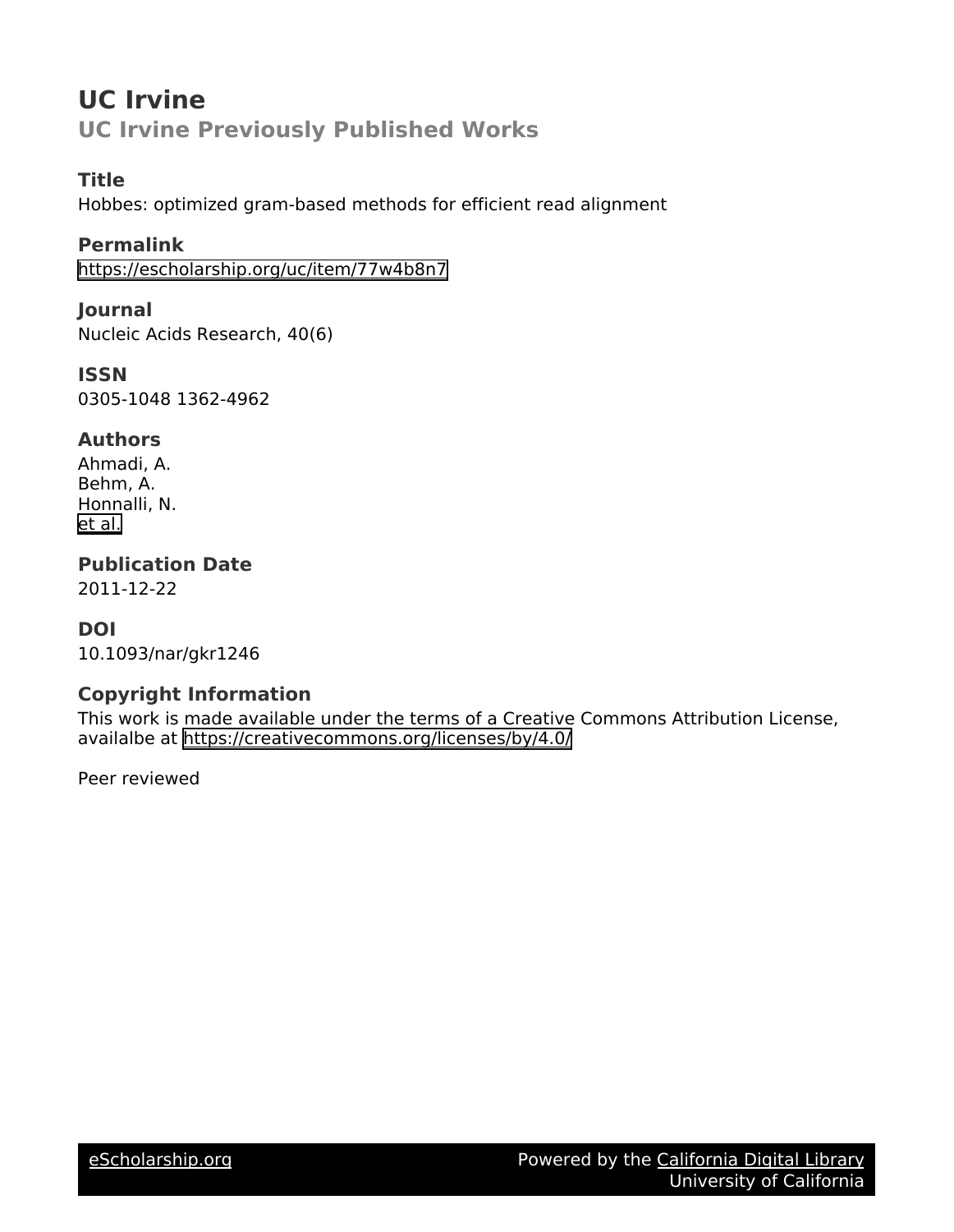# UC Irvine

## UC Irvine Previously Published Works

### Title

Hobbes: optimized gram-based methods for efficient read alignment

### Permalink

https://escholarship.org/uc/item/77w4b8n7

### Journal

Nucleic Acids Research, 40(6)

### ISSN

0305-1048 1362-4962

### Authors

Ahmadi, A.
Behm, A.
Honnalli, N.
et al.

### Publication Date

2011-12-22

### DOI

10.1093/nar/gkr1246

### Copyright Information

This work is made available under the terms of a Creative Commons Attribution License, availalbe at https://creativecommons.org/licenses/by/4.0/

Peer reviewed

eScholarship.org Powered by the California Digital Library University of California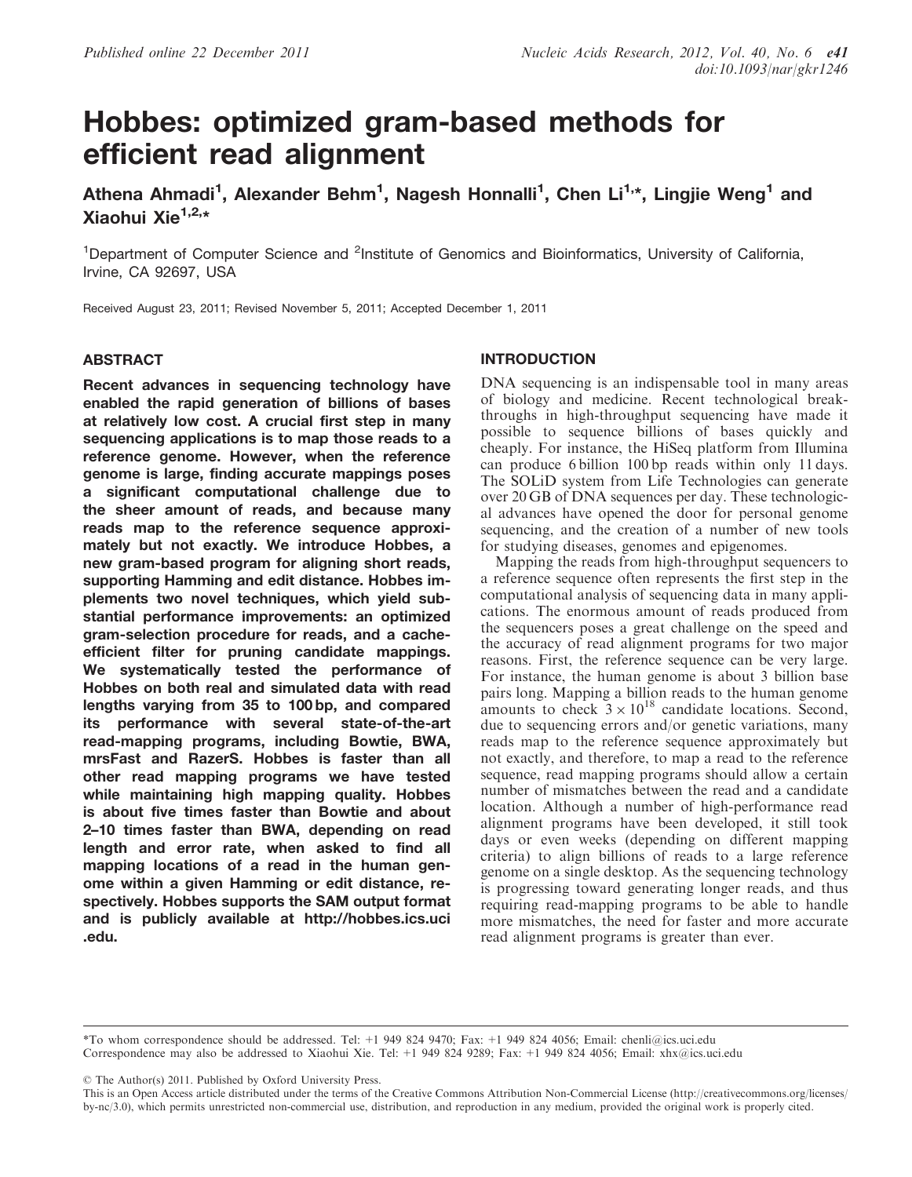# Hobbes: optimized gram-based methods for efficient read alignment

**Athena Ahmadi[1], Alexander Behm[1], Nagesh Honnalli[1], Chen Li[1,*], Lingjie Weng[1] and Xiaohui Xie[1,2,*]**

[1]Department of Computer Science and [2]Institute of Genomics and Bioinformatics, University of California, Irvine, CA 92697, USA

Received August 23, 2011; Revised November 5, 2011; Accepted December 1, 2011

## ABSTRACT

**Recent advances in sequencing technology have enabled the rapid generation of billions of bases at relatively low cost. A crucial first step in many sequencing applications is to map those reads to a reference genome. However, when the reference genome is large, finding accurate mappings poses a significant computational challenge due to the sheer amount of reads, and because many reads map to the reference sequence approximately but not exactly. We introduce Hobbes, a new gram-based program for aligning short reads, supporting Hamming and edit distance. Hobbes implements two novel techniques, which yield substantial performance improvements: an optimized gram-selection procedure for reads, and a cache-efficient filter for pruning candidate mappings. We systematically tested the performance of Hobbes on both real and simulated data with read lengths varying from 35 to 100 bp, and compared its performance with several state-of-the-art read-mapping programs, including Bowtie, BWA, mrsFast and RazerS. Hobbes is faster than all other read mapping programs we have tested while maintaining high mapping quality. Hobbes is about five times faster than Bowtie and about 2–10 times faster than BWA, depending on read length and error rate, when asked to find all mapping locations of a read in the human genome within a given Hamming or edit distance, respectively. Hobbes supports the SAM output format and is publicly available at http://hobbes.ics.uci.edu.**

## INTRODUCTION

DNA sequencing is an indispensable tool in many areas of biology and medicine. Recent technological breakthroughs in high-throughput sequencing have made it possible to sequence billions of bases quickly and cheaply. For instance, the HiSeq platform from Illumina can produce 6 billion 100 bp reads within only 11 days. The SOLiD system from Life Technologies can generate over 20 GB of DNA sequences per day. These technological advances have opened the door for personal genome sequencing, and the creation of a number of new tools for studying diseases, genomes and epigenomes.

Mapping the reads from high-throughput sequencers to a reference sequence often represents the first step in the computational analysis of sequencing data in many applications. The enormous amount of reads produced from the sequencers poses a great challenge on the speed and the accuracy of read alignment programs for two major reasons. First, the reference sequence can be very large. For instance, the human genome is about 3 billion base pairs long. Mapping a billion reads to the human genome amounts to check $3 \times 10^{18}$ candidate locations. Second, due to sequencing errors and/or genetic variations, many reads map to the reference sequence approximately but not exactly, and therefore, to map a read to the reference sequence, read mapping programs should allow a certain number of mismatches between the read and a candidate location. Although a number of high-performance read alignment programs have been developed, it still took days or even weeks (depending on different mapping criteria) to align billions of reads to a large reference genome on a single desktop. As the sequencing technology is progressing toward generating longer reads, and thus requiring read-mapping programs to be able to handle more mismatches, the need for faster and more accurate read alignment programs is greater than ever.

*To whom correspondence should be addressed. Tel: +1 949 824 9470; Fax: +1 949 824 4056; Email: chenli@ics.uci.edu
Correspondence may also be addressed to Xiaohui Xie. Tel: +1 949 824 9289; Fax: +1 949 824 4056; Email: xhx@ics.uci.edu

© The Author(s) 2011. Published by Oxford University Press.
This is an Open Access article distributed under the terms of the Creative Commons Attribution Non-Commercial License (http://creativecommons.org/licenses/by-nc/3.0), which permits unrestricted non-commercial use, distribution, and reproduction in any medium, provided the original work is properly cited.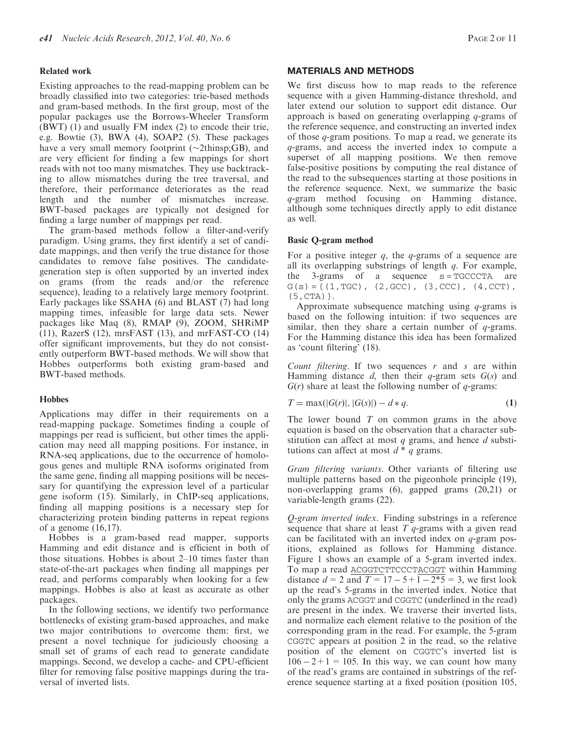### Related work

Existing approaches to the read-mapping problem can be broadly classified into two categories: trie-based methods and gram-based methods. In the first group, most of the popular packages use the Borrows-Wheeler Transform (BWT) (1) and usually FM index (2) to encode their trie, e.g. Bowtie (3), BWA (4), SOAP2 (5). These packages have a very small memory footprint (~2thinsp;GB), and are very efficient for finding a few mappings for short reads with not too many mismatches. They use backtracking to allow mismatches during the tree traversal, and therefore, their performance deteriorates as the read length and the number of mismatches increase. BWT-based packages are typically not designed for finding a large number of mappings per read.

The gram-based methods follow a filter-and-verify paradigm. Using grams, they first identify a set of candidate mappings, and then verify the true distance for those candidates to remove false positives. The candidate-generation step is often supported by an inverted index on grams (from the reads and/or the reference sequence), leading to a relatively large memory footprint. Early packages like SSAHA (6) and BLAST (7) had long mapping times, infeasible for large data sets. Newer packages like Maq (8), RMAP (9), ZOOM, SHRiMP (11), RazerS (12), mrsFAST (13), and mrFAST-CO (14) offer significant improvements, but they do not consistently outperform BWT-based methods. We will show that Hobbes outperforms both existing gram-based and BWT-based methods.

### Hobbes

Applications may differ in their requirements on a read-mapping package. Sometimes finding a couple of mappings per read is sufficient, but other times the application may need all mapping positions. For instance, in RNA-seq applications, due to the occurrence of homologous genes and multiple RNA isoforms originated from the same gene, finding all mapping positions will be necessary for quantifying the expression level of a particular gene isoform (15). Similarly, in ChIP-seq applications, finding all mapping positions is a necessary step for characterizing protein binding patterns in repeat regions of a genome (16,17).

Hobbes is a gram-based read mapper, supports Hamming and edit distance and is efficient in both of those situations. Hobbes is about 2–10 times faster than state-of-the-art packages when finding all mappings per read, and performs comparably when looking for a few mappings. Hobbes is also at least as accurate as other packages.

In the following sections, we identify two performance bottlenecks of existing gram-based approaches, and make two major contributions to overcome them: first, we present a novel technique for judiciously choosing a small set of grams of each read to generate candidate mappings. Second, we develop a cache- and CPU-efficient filter for removing false positive mappings during the traversal of inverted lists.

## MATERIALS AND METHODS

We first discuss how to map reads to the reference sequence with a given Hamming-distance threshold, and later extend our solution to support edit distance. Our approach is based on generating overlapping *q*-grams of the reference sequence, and constructing an inverted index of those *q*-gram positions. To map a read, we generate its *q*-grams, and access the inverted index to compute a superset of all mapping positions. We then remove false-positive positions by computing the real distance of the read to the subsequences starting at those positions in the reference sequence. Next, we summarize the basic *q*-gram method focusing on Hamming distance, although some techniques directly apply to edit distance as well.

### Basic Q-gram method

For a positive integer $q$, the *q*-grams of a sequence are all its overlapping substrings of length $q$. For example, the 3-grams of a sequence s = TGCCCTA are G(s) = {(1,TGC), (2,GCC), (3,CCC), (4,CCT), (5,CTA)}.

Approximate subsequence matching using *q*-grams is based on the following intuition: if two sequences are similar, then they share a certain number of *q*-grams. For the Hamming distance this idea has been formalized as 'count filtering' (18).

*Count filtering*. If two sequences $r$ and $s$ are within Hamming distance $d$, then their *q*-gram sets $G(s)$ and $G(r)$ share at least the following number of *q*-grams:

$$T = \max(|G(r)|, |G(s)|) - d * q. \quad (1)$$

The lower bound $T$ on common grams in the above equation is based on the observation that a character substitution can affect at most $q$ grams, and hence $d$ substitutions can affect at most $d * q$ grams.

*Gram filtering variants*. Other variants of filtering use multiple patterns based on the pigeonhole principle (19), non-overlapping grams (6), gapped grams (20,21) or variable-length grams (22).

*Q-gram inverted index*. Finding substrings in a reference sequence that share at least $T$ *q*-grams with a given read can be facilitated with an inverted index on *q*-gram positions, explained as follows for Hamming distance. Figure 1 shows an example of a 5-gram inverted index. To map a read ACGGTCTTCCCTACGGT within Hamming distance $d = 2$ and $T = 17 - 5 + 1 - 2 * 5 = 3$, we first look up the read's 5-grams in the inverted index. Notice that only the grams ACGGT and CGGTC (underlined in the read) are present in the index. We traverse their inverted lists, and normalize each element relative to the position of the corresponding gram in the read. For example, the 5-gram CGGTC appears at position 2 in the read, so the relative position of the element on CGGTC's inverted list is $106 - 2 + 1 = 105$. In this way, we can count how many of the read's grams are contained in substrings of the reference sequence starting at a fixed position (position 105,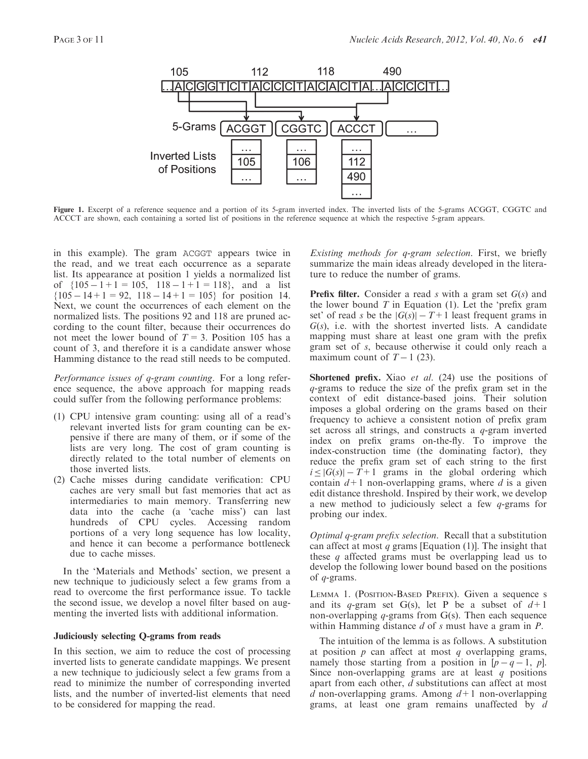105 112 118 490

...ACGGTCTACCCTACACTA...ACCCT...

5-Grams ACGGT CGGTC ACCCT ...

Inverted Lists of Positions

... 105 ...

... 106 ...

... 112 490 ...

**Figure 1.** Excerpt of a reference sequence and a portion of its 5-gram inverted index. The inverted lists of the 5-grams ACGGT, CGGTC and ACCCT are shown, each containing a sorted list of positions in the reference sequence at which the respective 5-gram appears.

in this example). The gram ACGGT appears twice in the read, and we treat each occurrence as a separate list. Its appearance at position 1 yields a normalized list of $\{105-1+1=105,\ 118-1+1=118\}$, and a list $\{105-14+1=92,\ 118-14+1=105\}$ for position 14. Next, we count the occurrences of each element on the normalized lists. The positions 92 and 118 are pruned according to the count filter, because their occurrences do not meet the lower bound of $T=3$. Position 105 has a count of 3, and therefore it is a candidate answer whose Hamming distance to the read still needs to be computed.

*Performance issues of q-gram counting*. For a long reference sequence, the above approach for mapping reads could suffer from the following performance problems:

1. CPU intensive gram counting: using all of a read's relevant inverted lists for gram counting can be expensive if there are many of them, or if some of the lists are very long. The cost of gram counting is directly related to the total number of elements on those inverted lists.
2. Cache misses during candidate verification: CPU caches are very small but fast memories that act as intermediaries to main memory. Transferring new data into the cache (a 'cache miss') can last hundreds of CPU cycles. Accessing random portions of a very long sequence has low locality, and hence it can become a performance bottleneck due to cache misses.

In the 'Materials and Methods' section, we present a new technique to judiciously select a few grams from a read to overcome the first performance issue. To tackle the second issue, we develop a novel filter based on augmenting the inverted lists with additional information.

### Judiciously selecting Q-grams from reads

In this section, we aim to reduce the cost of processing inverted lists to generate candidate mappings. We present a new technique to judiciously select a few grams from a read to minimize the number of corresponding inverted lists, and the number of inverted-list elements that need to be considered for mapping the read.

*Existing methods for q-gram selection*. First, we briefly summarize the main ideas already developed in the literature to reduce the number of grams.

**Prefix filter.** Consider a read $s$ with a gram set $G(s)$ and the lower bound $T$ in Equation (1). Let the 'prefix gram set' of read $s$ be the $|G(s)|-T+1$ least frequent grams in $G(s)$, i.e. with the shortest inverted lists. A candidate mapping must share at least one gram with the prefix gram set of $s$, because otherwise it could only reach a maximum count of $T-1$ (23).

**Shortened prefix.** Xiao *et al.* (24) use the positions of $q$-grams to reduce the size of the prefix gram set in the context of edit distance-based joins. Their solution imposes a global ordering on the grams based on their frequency to achieve a consistent notion of prefix gram set across all strings, and constructs a $q$-gram inverted index on prefix grams on-the-fly. To improve the index-construction time (the dominating factor), they reduce the prefix gram set of each string to the first $i \leq |G(s)|-T+1$ grams in the global ordering which contain $d+1$ non-overlapping grams, where $d$ is a given edit distance threshold. Inspired by their work, we develop a new method to judiciously select a few $q$-grams for probing our index.

*Optimal q-gram prefix selection*. Recall that a substitution can affect at most $q$ grams [Equation (1)]. The insight that these $q$ affected grams must be overlapping lead us to develop the following lower bound based on the positions of $q$-grams.

LEMMA 1. (POSITION-BASED PREFIX). *Given a sequence s and its q-gram set G(s), let P be a subset of $d+1$ non-overlapping q-grams from G(s). Then each sequence within Hamming distance d of s must have a gram in P.*

The intuition of the lemma is as follows. A substitution at position $p$ can affect at most $q$ overlapping grams, namely those starting from a position in $[p-q-1,\ p]$. Since non-overlapping grams are at least $q$ positions apart from each other, $d$ substitutions can affect at most $d$ non-overlapping grams. Among $d+1$ non-overlapping grams, at least one gram remains unaffected by $d$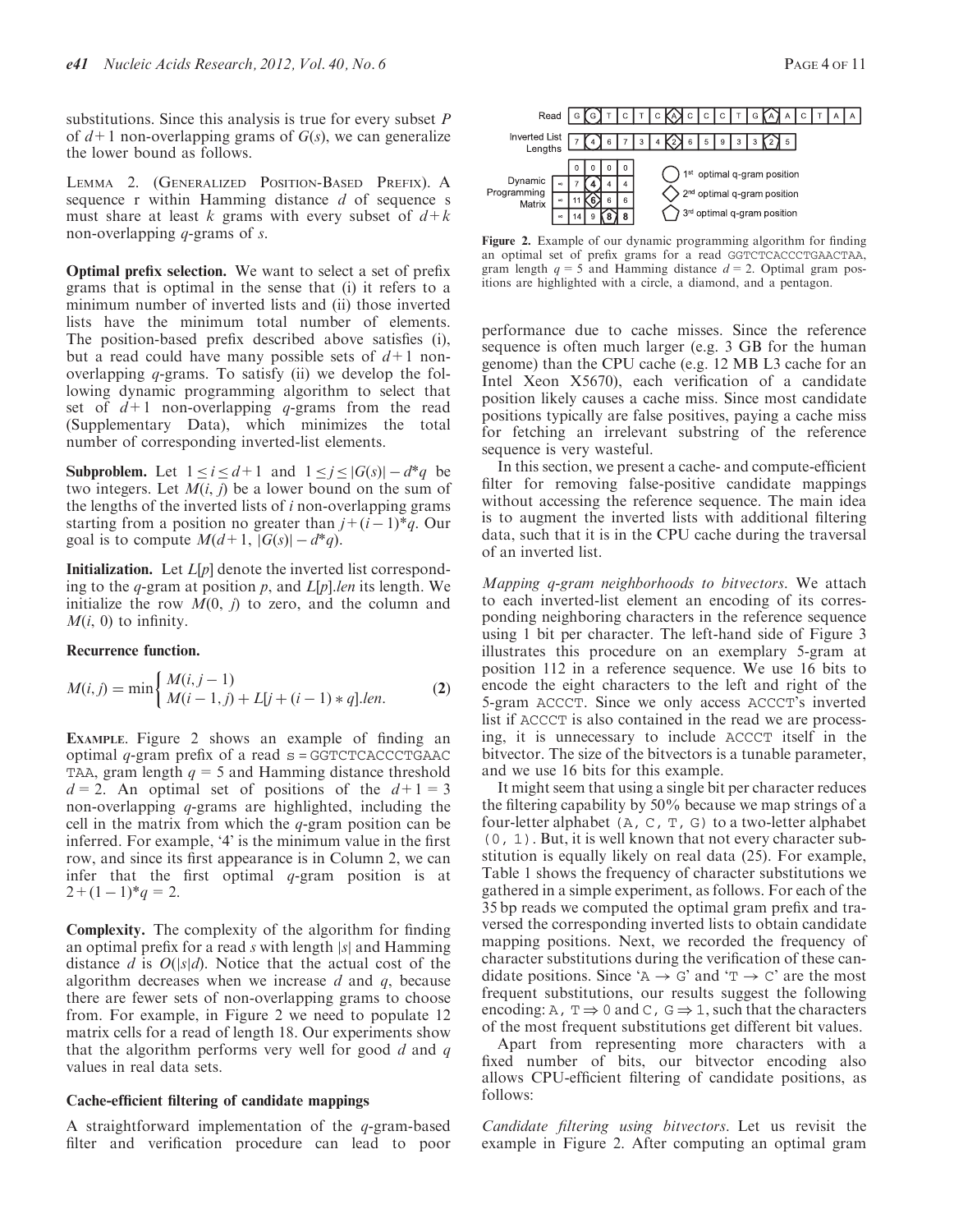substitutions. Since this analysis is true for every subset $P$ of $d+1$ non-overlapping grams of $G(s)$, we can generalize the lower bound as follows.

LEMMA 2. (GENERALIZED POSITION-BASED PREFIX). A sequence r within Hamming distance $d$ of sequence s must share at least $k$ grams with every subset of $d+k$ non-overlapping $q$-grams of $s$.

**Optimal prefix selection.** We want to select a set of prefix grams that is optimal in the sense that (i) it refers to a minimum number of inverted lists and (ii) those inverted lists have the minimum total number of elements. The position-based prefix described above satisfies (i), but a read could have many possible sets of $d+1$ non-overlapping $q$-grams. To satisfy (ii) we develop the following dynamic programming algorithm to select that set of $d+1$ non-overlapping $q$-grams from the read (Supplementary Data), which minimizes the total number of corresponding inverted-list elements.

**Subproblem.** Let $1 \leq i \leq d+1$ and $1 \leq j \leq |G(s)| - d*q$ be two integers. Let $M(i, j)$ be a lower bound on the sum of the lengths of the inverted lists of $i$ non-overlapping grams starting from a position no greater than $j + (i-1)*q$. Our goal is to compute $M(d+1, |G(s)| - d*q)$.

**Initialization.** Let $L[p]$ denote the inverted list corresponding to the $q$-gram at position $p$, and $L[p].len$ its length. We initialize the row $M(0, j)$ to zero, and the column and $M(i, 0)$ to infinity.

**Recurrence function.**

$$M(i,j) = \min \begin{cases} M(i, j-1) \\ M(i-1, j) + L[j + (i-1) * q].len. \end{cases} \quad (2)$$

EXAMPLE. Figure 2 shows an example of finding an optimal $q$-gram prefix of a read s = GGTCTCACCCTGAAC TAA, gram length $q = 5$ and Hamming distance threshold $d = 2$. An optimal set of positions of the $d+1 = 3$ non-overlapping $q$-grams are highlighted, including the cell in the matrix from which the $q$-gram position can be inferred. For example, '4' is the minimum value in the first row, and since its first appearance is in Column 2, we can infer that the first optimal $q$-gram position is at $2 + (1-1)*q = 2$.

**Complexity.** The complexity of the algorithm for finding an optimal prefix for a read $s$ with length $|s|$ and Hamming distance $d$ is $O(|s|d)$. Notice that the actual cost of the algorithm decreases when we increase $d$ and $q$, because there are fewer sets of non-overlapping grams to choose from. For example, in Figure 2 we need to populate 12 matrix cells for a read of length 18. Our experiments show that the algorithm performs very well for good $d$ and $q$ values in real data sets.

### Cache-efficient filtering of candidate mappings

A straightforward implementation of the $q$-gram-based filter and verification procedure can lead to poor performance due to cache misses. Since the reference sequence is often much larger (e.g. 3 GB for the human genome) than the CPU cache (e.g. 12 MB L3 cache for an Intel Xeon X5670), each verification of a candidate position likely causes a cache miss. Since most candidate positions typically are false positives, paying a cache miss for fetching an irrelevant substring of the reference sequence is very wasteful.

In this section, we present a cache- and compute-efficient filter for removing false-positive candidate mappings without accessing the reference sequence. The main idea is to augment the inverted lists with additional filtering data, such that it is in the CPU cache during the traversal of an inverted list.

*Mapping q-gram neighborhoods to bitvectors.* We attach to each inverted-list element an encoding of its corresponding neighboring characters in the reference sequence using 1 bit per character. The left-hand side of Figure 3 illustrates this procedure on an exemplary 5-gram at position 112 in a reference sequence. We use 16 bits to encode the eight characters to the left and right of the 5-gram ACCCT. Since we only access ACCCT's inverted list if ACCCT is also contained in the read we are processing, it is unnecessary to include ACCCT itself in the bitvector. The size of the bitvectors is a tunable parameter, and we use 16 bits for this example.

It might seem that using a single bit per character reduces the filtering capability by 50% because we map strings of a four-letter alphabet (A, C, T, G) to a two-letter alphabet (0, 1). But, it is well known that not every character substitution is equally likely on real data (25). For example, Table 1 shows the frequency of character substitutions we gathered in a simple experiment, as follows. For each of the 35 bp reads we computed the optimal gram prefix and traversed the corresponding inverted lists to obtain candidate mapping positions. Next, we recorded the frequency of character substitutions during the verification of these candidate positions. Since 'A → G' and 'T → C' are the most frequent substitutions, our results suggest the following encoding: A, T ⇒ 0 and C, G ⇒ 1, such that the characters of the most frequent substitutions get different bit values.

Apart from representing more characters with a fixed number of bits, our bitvector encoding also allows CPU-efficient filtering of candidate positions, as follows:

*Candidate filtering using bitvectors.* Let us revisit the example in Figure 2. After computing an optimal gram

Figure 2. Example of our dynamic programming algorithm for finding an optimal set of prefix grams for a read GGTCTCACCCTGAACTAA, gram length $q = 5$ and Hamming distance $d = 2$. Optimal gram positions are highlighted with a circle, a diamond, and a pentagon.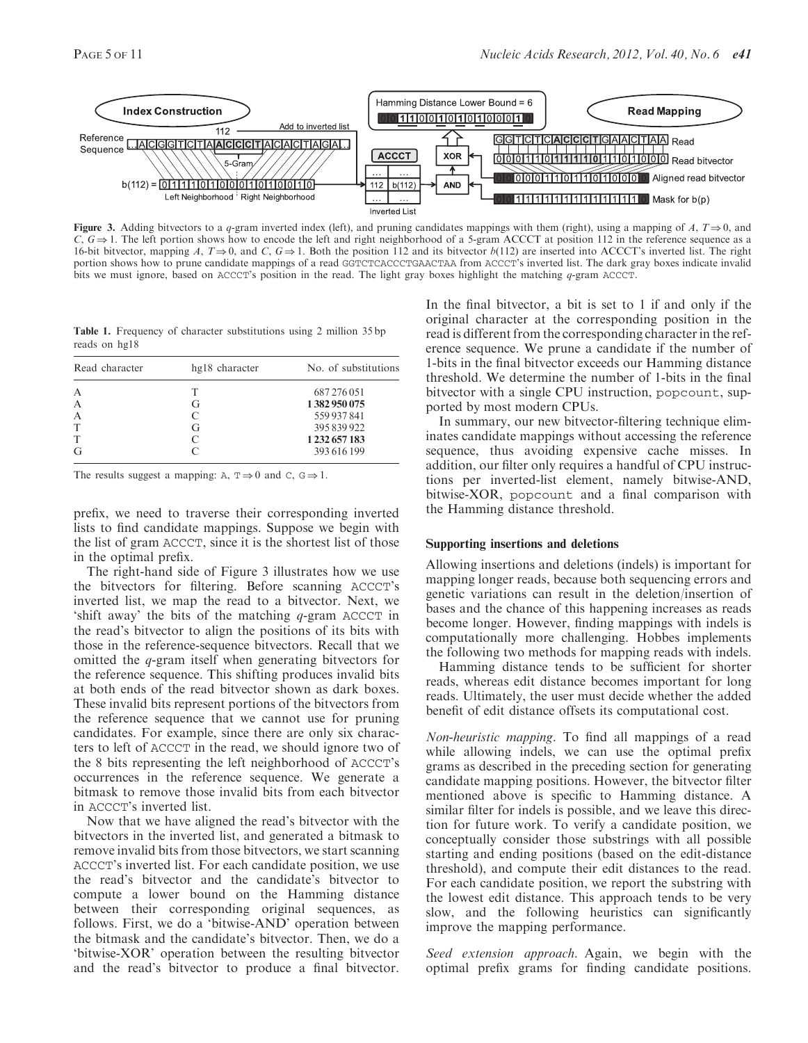**Figure 3.** Adding bitvectors to a $q$-gram inverted index (left), and pruning candidates mappings with them (right), using a mapping of $A$, $T \Rightarrow 0$, and $C$, $G \Rightarrow 1$. The left portion shows how to encode the left and right neighborhood of a 5-gram ACCCT at position 112 in the reference sequence as a 16-bit bitvector, mapping $A$, $T \Rightarrow 0$, and $C$, $G \Rightarrow 1$. Both the position 112 and its bitvector $b(112)$ are inserted into ACCCT's inverted list. The right portion shows how to prune candidate mappings of a read GGTCTCACCCTGAACTAA from ACCCT's inverted list. The dark gray boxes indicate invalid bits we must ignore, based on ACCCT's position in the read. The light gray boxes highlight the matching $q$-gram ACCCT.

**Table 1.** Frequency of character substitutions using 2 million 35 bp reads on hg18

| Read character | hg18 character | No. of substitutions |
|---|---|---|
| A | T | 687 276 051 |
| A | G | **1 382 950 075** |
| A | C | 559 937 841 |
| T | G | 395 839 922 |
| T | C | **1 232 657 183** |
| G | C | 393 616 199 |

The results suggest a mapping: A, T $\Rightarrow$ 0 and C, G $\Rightarrow$ 1.

prefix, we need to traverse their corresponding inverted lists to find candidate mappings. Suppose we begin with the list of gram ACCCT, since it is the shortest list of those in the optimal prefix.

The right-hand side of Figure 3 illustrates how we use the bitvectors for filtering. Before scanning ACCCT's inverted list, we map the read to a bitvector. Next, we 'shift away' the bits of the matching $q$-gram ACCCT in the read's bitvector to align the positions of its bits with those in the reference-sequence bitvectors. Recall that we omitted the $q$-gram itself when generating bitvectors for the reference sequence. This shifting produces invalid bits at both ends of the read bitvector shown as dark boxes. These invalid bits represent portions of the bitvectors from the reference sequence that we cannot use for pruning candidates. For example, since there are only six characters to left of ACCCT in the read, we should ignore two of the 8 bits representing the left neighborhood of ACCCT's occurrences in the reference sequence. We generate a bitmask to remove those invalid bits from each bitvector in ACCCT's inverted list.

Now that we have aligned the read's bitvector with the bitvectors in the inverted list, and generated a bitmask to remove invalid bits from those bitvectors, we start scanning ACCCT's inverted list. For each candidate position, we use the read's bitvector and the candidate's bitvector to compute a lower bound on the Hamming distance between their corresponding original sequences, as follows. First, we do a 'bitwise-AND' operation between the bitmask and the candidate's bitvector. Then, we do a 'bitwise-XOR' operation between the resulting bitvector and the read's bitvector to produce a final bitvector. In the final bitvector, a bit is set to 1 if and only if the original character at the corresponding position in the read is different from the corresponding character in the reference sequence. We prune a candidate if the number of 1-bits in the final bitvector exceeds our Hamming distance threshold. We determine the number of 1-bits in the final bitvector with a single CPU instruction, popcount, supported by most modern CPUs.

In summary, our new bitvector-filtering technique eliminates candidate mappings without accessing the reference sequence, thus avoiding expensive cache misses. In addition, our filter only requires a handful of CPU instructions per inverted-list element, namely bitwise-AND, bitwise-XOR, popcount and a final comparison with the Hamming distance threshold.

### Supporting insertions and deletions

Allowing insertions and deletions (indels) is important for mapping longer reads, because both sequencing errors and genetic variations can result in the deletion/insertion of bases and the chance of this happening increases as reads become longer. However, finding mappings with indels is computationally more challenging. Hobbes implements the following two methods for mapping reads with indels.

Hamming distance tends to be sufficient for shorter reads, whereas edit distance becomes important for long reads. Ultimately, the user must decide whether the added benefit of edit distance offsets its computational cost.

*Non-heuristic mapping*. To find all mappings of a read while allowing indels, we can use the optimal prefix grams as described in the preceding section for generating candidate mapping positions. However, the bitvector filter mentioned above is specific to Hamming distance. A similar filter for indels is possible, and we leave this direction for future work. To verify a candidate position, we conceptually consider those substrings with all possible starting and ending positions (based on the edit-distance threshold), and compute their edit distances to the read. For each candidate position, we report the substring with the lowest edit distance. This approach tends to be very slow, and the following heuristics can significantly improve the mapping performance.

*Seed extension approach*. Again, we begin with the optimal prefix grams for finding candidate positions.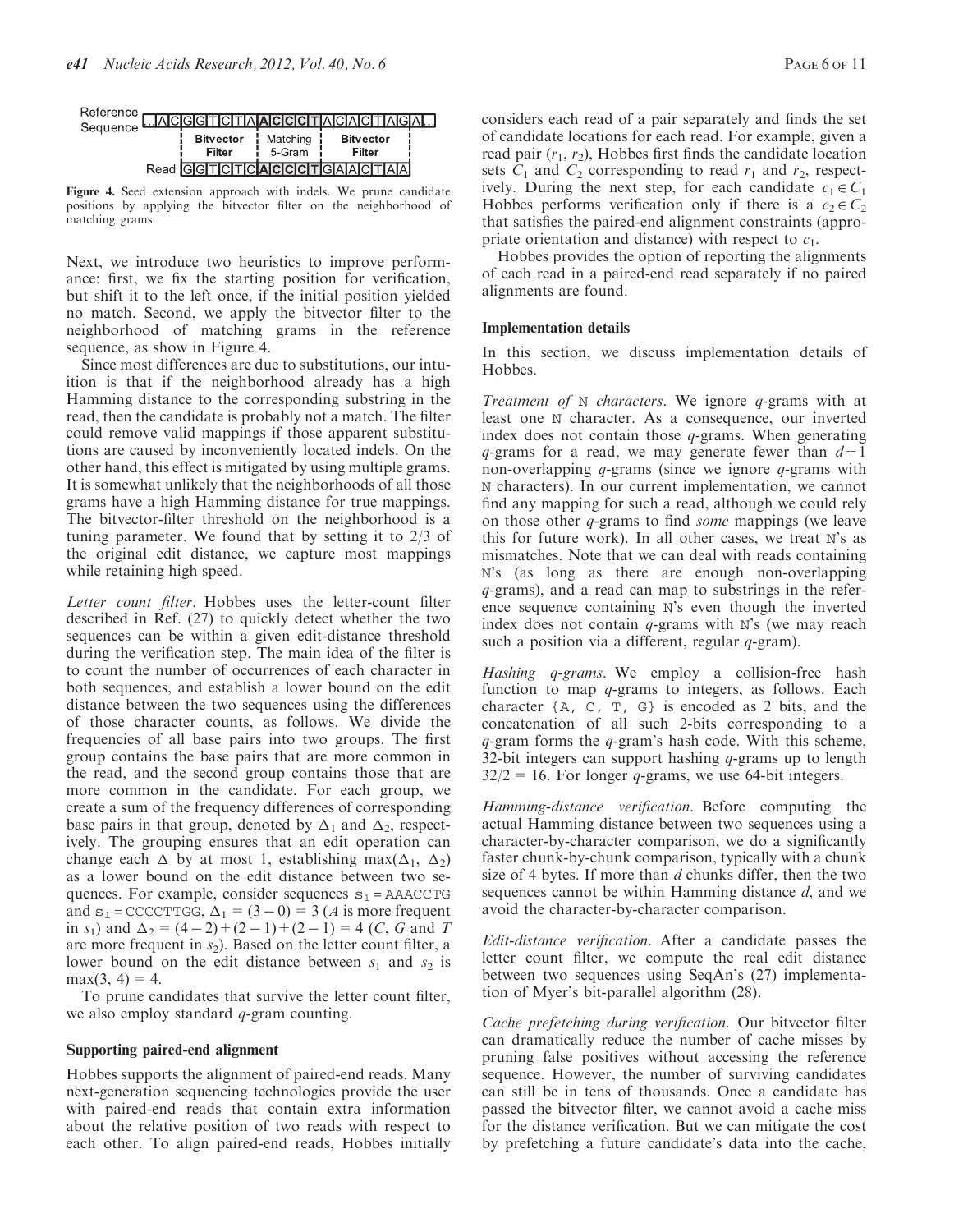Reference Sequence ...ACGGTCTAACCCTACACTAGA...

| Bitvector Filter | Matching 5-Gram | Bitvector Filter |
|---|---|---|

Read GGTCTCACCCTGAACTAA

**Figure 4.** Seed extension approach with indels. We prune candidate positions by applying the bitvector filter on the neighborhood of matching grams.

Next, we introduce two heuristics to improve performance: first, we fix the starting position for verification, but shift it to the left once, if the initial position yielded no match. Second, we apply the bitvector filter to the neighborhood of matching grams in the reference sequence, as show in Figure 4.

Since most differences are due to substitutions, our intuition is that if the neighborhood already has a high Hamming distance to the corresponding substring in the read, then the candidate is probably not a match. The filter could remove valid mappings if those apparent substitutions are caused by inconveniently located indels. On the other hand, this effect is mitigated by using multiple grams. It is somewhat unlikely that the neighborhoods of all those grams have a high Hamming distance for true mappings. The bitvector-filter threshold on the neighborhood is a tuning parameter. We found that by setting it to 2/3 of the original edit distance, we capture most mappings while retaining high speed.

*Letter count filter*. Hobbes uses the letter-count filter described in Ref. (27) to quickly detect whether the two sequences can be within a given edit-distance threshold during the verification step. The main idea of the filter is to count the number of occurrences of each character in both sequences, and establish a lower bound on the edit distance between the two sequences using the differences of those character counts, as follows. We divide the frequencies of all base pairs into two groups. The first group contains the base pairs that are more common in the read, and the second group contains those that are more common in the candidate. For each group, we create a sum of the frequency differences of corresponding base pairs in that group, denoted by $\Delta_1$ and $\Delta_2$, respectively. The grouping ensures that an edit operation can change each $\Delta$ by at most 1, establishing $\max(\Delta_1, \Delta_2)$ as a lower bound on the edit distance between two sequences. For example, consider sequences $s_1$ = AAACCTG and $s_1$ = CCCCTTGG, $\Delta_1 = (3-0) = 3$ (*A* is more frequent in $s_1$) and $\Delta_2 = (4-2)+(2-1)+(2-1) = 4$ (*C*, *G* and *T* are more frequent in $s_2$). Based on the letter count filter, a lower bound on the edit distance between $s_1$ and $s_2$ is $\max(3, 4) = 4$.

To prune candidates that survive the letter count filter, we also employ standard *q*-gram counting.

### Supporting paired-end alignment

Hobbes supports the alignment of paired-end reads. Many next-generation sequencing technologies provide the user with paired-end reads that contain extra information about the relative position of two reads with respect to each other. To align paired-end reads, Hobbes initially considers each read of a pair separately and finds the set of candidate locations for each read. For example, given a read pair ($r_1$, $r_2$), Hobbes first finds the candidate location sets $C_1$ and $C_2$ corresponding to read $r_1$ and $r_2$, respectively. During the next step, for each candidate $c_1 \in C_1$ Hobbes performs verification only if there is a $c_2 \in C_2$ that satisfies the paired-end alignment constraints (appropriate orientation and distance) with respect to $c_1$.

Hobbes provides the option of reporting the alignments of each read in a paired-end read separately if no paired alignments are found.

### Implementation details

In this section, we discuss implementation details of Hobbes.

*Treatment of* N *characters*. We ignore *q*-grams with at least one N character. As a consequence, our inverted index does not contain those *q*-grams. When generating *q*-grams for a read, we may generate fewer than $d+1$ non-overlapping *q*-grams (since we ignore *q*-grams with N characters). In our current implementation, we cannot find any mapping for such a read, although we could rely on those other *q*-grams to find *some* mappings (we leave this for future work). In all other cases, we treat N's as mismatches. Note that we can deal with reads containing N's (as long as there are enough non-overlapping *q*-grams), and a read can map to substrings in the reference sequence containing N's even though the inverted index does not contain *q*-grams with N's (we may reach such a position via a different, regular *q*-gram).

*Hashing q-grams*. We employ a collision-free hash function to map *q*-grams to integers, as follows. Each character {A, C, T, G} is encoded as 2 bits, and the concatenation of all such 2-bits corresponding to a *q*-gram forms the *q*-gram's hash code. With this scheme, 32-bit integers can support hashing *q*-grams up to length $32/2 = 16$. For longer *q*-grams, we use 64-bit integers.

*Hamming-distance verification*. Before computing the actual Hamming distance between two sequences using a character-by-character comparison, we do a significantly faster chunk-by-chunk comparison, typically with a chunk size of 4 bytes. If more than *d* chunks differ, then the two sequences cannot be within Hamming distance *d*, and we avoid the character-by-character comparison.

*Edit-distance verification*. After a candidate passes the letter count filter, we compute the real edit distance between two sequences using SeqAn's (27) implementation of Myer's bit-parallel algorithm (28).

*Cache prefetching during verification*. Our bitvector filter can dramatically reduce the number of cache misses by pruning false positives without accessing the reference sequence. However, the number of surviving candidates can still be in tens of thousands. Once a candidate has passed the bitvector filter, we cannot avoid a cache miss for the distance verification. But we can mitigate the cost by prefetching a future candidate's data into the cache,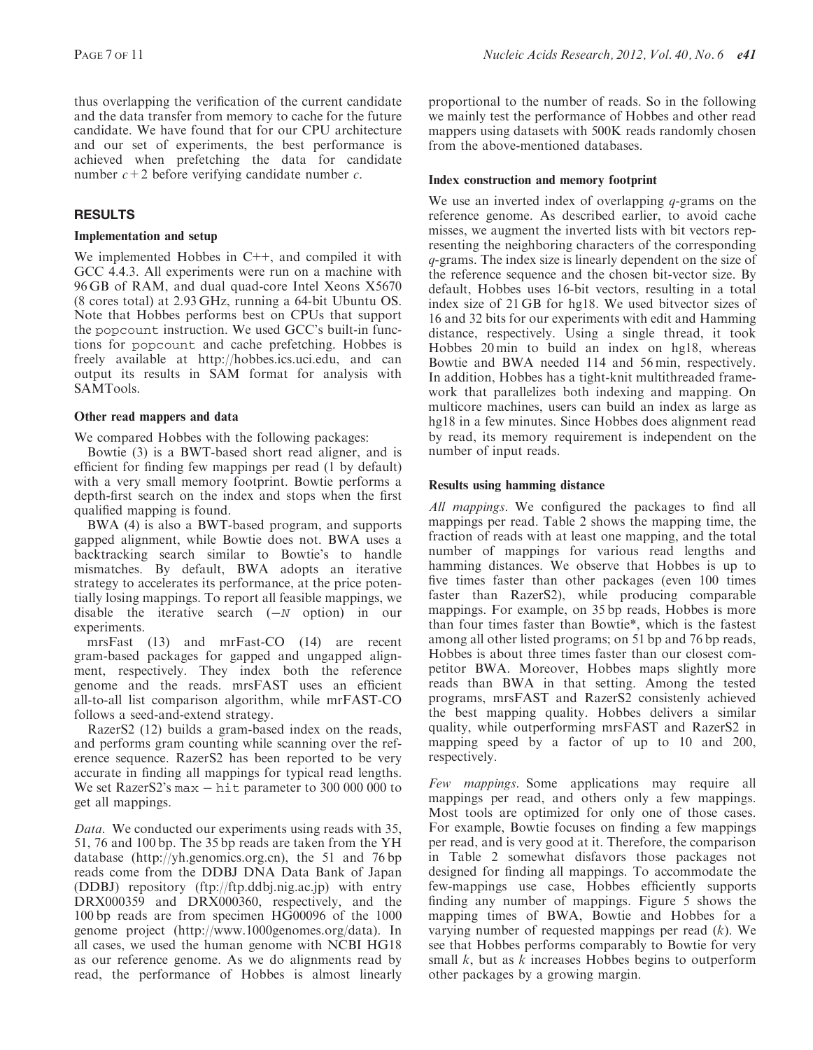thus overlapping the verification of the current candidate and the data transfer from memory to cache for the future candidate. We have found that for our CPU architecture and our set of experiments, the best performance is achieved when prefetching the data for candidate number $c+2$ before verifying candidate number $c$.

## RESULTS

### Implementation and setup

We implemented Hobbes in C++, and compiled it with GCC 4.4.3. All experiments were run on a machine with 96 GB of RAM, and dual quad-core Intel Xeons X5670 (8 cores total) at 2.93 GHz, running a 64-bit Ubuntu OS. Note that Hobbes performs best on CPUs that support the `popcount` instruction. We used GCC's built-in functions for `popcount` and cache prefetching. Hobbes is freely available at http://hobbes.ics.uci.edu, and can output its results in SAM format for analysis with SAMTools.

### Other read mappers and data

We compared Hobbes with the following packages:

Bowtie (3) is a BWT-based short read aligner, and is efficient for finding few mappings per read (1 by default) with a very small memory footprint. Bowtie performs a depth-first search on the index and stops when the first qualified mapping is found.

BWA (4) is also a BWT-based program, and supports gapped alignment, while Bowtie does not. BWA uses a backtracking search similar to Bowtie's to handle mismatches. By default, BWA adopts an iterative strategy to accelerates its performance, at the price potentially losing mappings. To report all feasible mappings, we disable the iterative search (−*N* option) in our experiments.

mrsFast (13) and mrFast-CO (14) are recent gram-based packages for gapped and ungapped alignment, respectively. They index both the reference genome and the reads. mrsFAST uses an efficient all-to-all list comparison algorithm, while mrFAST-CO follows a seed-and-extend strategy.

RazerS2 (12) builds a gram-based index on the reads, and performs gram counting while scanning over the reference sequence. RazerS2 has been reported to be very accurate in finding all mappings for typical read lengths. We set RazerS2's `max − hit` parameter to 300 000 000 to get all mappings.

*Data.* We conducted our experiments using reads with 35, 51, 76 and 100 bp. The 35 bp reads are taken from the YH database (http://yh.genomics.org.cn), the 51 and 76 bp reads come from the DDBJ DNA Data Bank of Japan (DDBJ) repository (ftp://ftp.ddbj.nig.ac.jp) with entry DRX000359 and DRX000360, respectively, and the 100 bp reads are from specimen HG00096 of the 1000 genome project (http://www.1000genomes.org/data). In all cases, we used the human genome with NCBI HG18 as our reference genome. As we do alignments read by read, the performance of Hobbes is almost linearly proportional to the number of reads. So in the following we mainly test the performance of Hobbes and other read mappers using datasets with 500K reads randomly chosen from the above-mentioned databases.

### Index construction and memory footprint

We use an inverted index of overlapping *q*-grams on the reference genome. As described earlier, to avoid cache misses, we augment the inverted lists with bit vectors representing the neighboring characters of the corresponding *q*-grams. The index size is linearly dependent on the size of the reference sequence and the chosen bit-vector size. By default, Hobbes uses 16-bit vectors, resulting in a total index size of 21 GB for hg18. We used bitvector sizes of 16 and 32 bits for our experiments with edit and Hamming distance, respectively. Using a single thread, it took Hobbes 20 min to build an index on hg18, whereas Bowtie and BWA needed 114 and 56 min, respectively. In addition, Hobbes has a tight-knit multithreaded framework that parallelizes both indexing and mapping. On multicore machines, users can build an index as large as hg18 in a few minutes. Since Hobbes does alignment read by read, its memory requirement is independent on the number of input reads.

### Results using hamming distance

*All mappings.* We configured the packages to find all mappings per read. Table 2 shows the mapping time, the fraction of reads with at least one mapping, and the total number of mappings for various read lengths and hamming distances. We observe that Hobbes is up to five times faster than other packages (even 100 times faster than RazerS2), while producing comparable mappings. For example, on 35 bp reads, Hobbes is more than four times faster than Bowtie*, which is the fastest among all other listed programs; on 51 bp and 76 bp reads, Hobbes is about three times faster than our closest competitor BWA. Moreover, Hobbes maps slightly more reads than BWA in that setting. Among the tested programs, mrsFAST and RazerS2 consistenly achieved the best mapping quality. Hobbes delivers a similar quality, while outperforming mrsFAST and RazerS2 in mapping speed by a factor of up to 10 and 200, respectively.

*Few mappings*. Some applications may require all mappings per read, and others only a few mappings. Most tools are optimized for only one of those cases. For example, Bowtie focuses on finding a few mappings per read, and is very good at it. Therefore, the comparison in Table 2 somewhat disfavors those packages not designed for finding all mappings. To accommodate the few-mappings use case, Hobbes efficiently supports finding any number of mappings. Figure 5 shows the mapping times of BWA, Bowtie and Hobbes for a varying number of requested mappings per read ($k$). We see that Hobbes performs comparably to Bowtie for very small $k$, but as $k$ increases Hobbes begins to outperform other packages by a growing margin.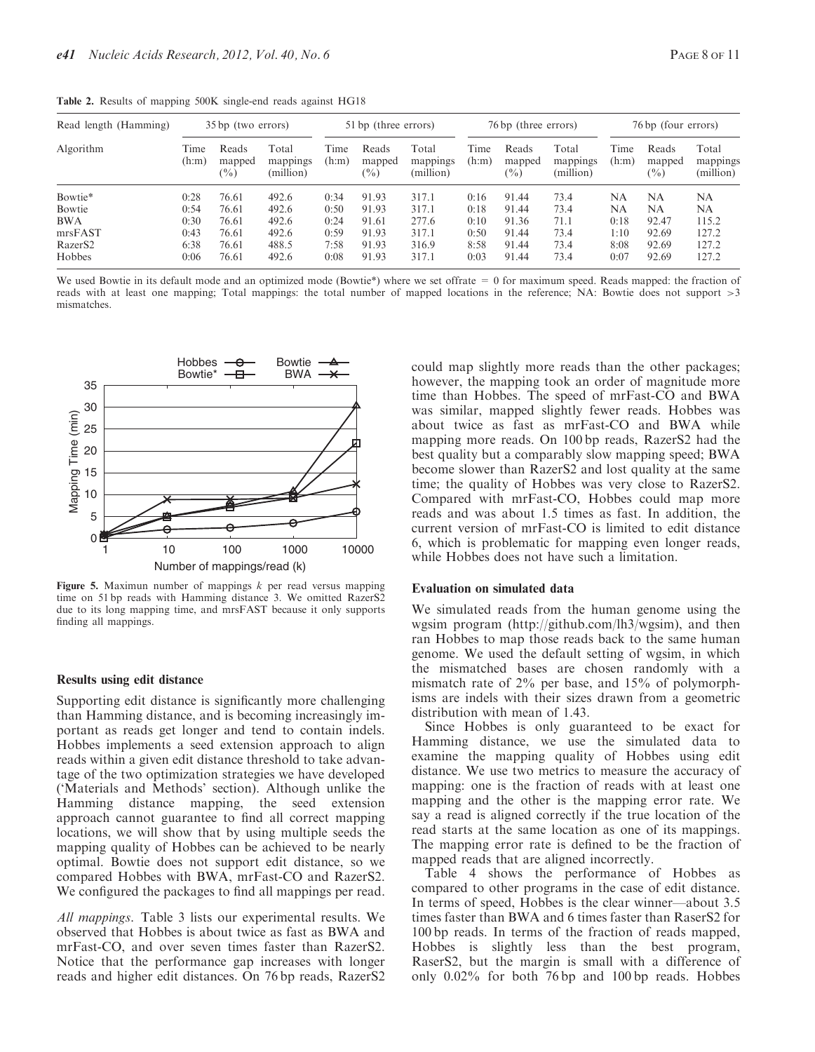**Table 2.** Results of mapping 500K single-end reads against HG18

| Read length (Hamming) | 35 bp (two errors) | | | 51 bp (three errors) | | | 76 bp (three errors) | | | 76 bp (four errors) | | |
|---|---|---|---|---|---|---|---|---|---|---|---|---|
| Algorithm | Time (h:m) | Reads mapped (%) | Total mappings (million) | Time (h:m) | Reads mapped (%) | Total mappings (million) | Time (h:m) | Reads mapped (%) | Total mappings (million) | Time (h:m) | Reads mapped (%) | Total mappings (million) |
| Bowtie* | 0:28 | 76.61 | 492.6 | 0:34 | 91.93 | 317.1 | 0:16 | 91.44 | 73.4 | NA | NA | NA |
| Bowtie | 0:54 | 76.61 | 492.6 | 0:50 | 91.93 | 317.1 | 0:18 | 91.44 | 73.4 | NA | NA | NA |
| BWA | 0:30 | 76.61 | 492.6 | 0:24 | 91.61 | 277.6 | 0:10 | 91.36 | 71.1 | 0:18 | 92.47 | 115.2 |
| mrsFAST | 0:43 | 76.61 | 492.6 | 0:59 | 91.93 | 317.1 | 0:50 | 91.44 | 73.4 | 1:10 | 92.69 | 127.2 |
| RazerS2 | 6:38 | 76.61 | 488.5 | 7:58 | 91.93 | 316.9 | 8:58 | 91.44 | 73.4 | 8:08 | 92.69 | 127.2 |
| Hobbes | 0:06 | 76.61 | 492.6 | 0:08 | 91.93 | 317.1 | 0:03 | 91.44 | 73.4 | 0:07 | 92.69 | 127.2 |

We used Bowtie in its default mode and an optimized mode (Bowtie*) where we set offrate = 0 for maximum speed. Reads mapped: the fraction of reads with at least one mapping; Total mappings: the total number of mapped locations in the reference; NA: Bowtie does not support >3 mismatches.

**Figure 5.** Maximun number of mappings $k$ per read versus mapping time on 51 bp reads with Hamming distance 3. We omitted RazerS2 due to its long mapping time, and mrsFAST because it only supports finding all mappings.

### Results using edit distance

Supporting edit distance is significantly more challenging than Hamming distance, and is becoming increasingly important as reads get longer and tend to contain indels. Hobbes implements a seed extension approach to align reads within a given edit distance threshold to take advantage of the two optimization strategies we have developed ('Materials and Methods' section). Although unlike the Hamming distance mapping, the seed extension approach cannot guarantee to find all correct mapping locations, we will show that by using multiple seeds the mapping quality of Hobbes can be achieved to be nearly optimal. Bowtie does not support edit distance, so we compared Hobbes with BWA, mrFast-CO and RazerS2. We configured the packages to find all mappings per read.

*All mappings*. Table 3 lists our experimental results. We observed that Hobbes is about twice as fast as BWA and mrFast-CO, and over seven times faster than RazerS2. Notice that the performance gap increases with longer reads and higher edit distances. On 76 bp reads, RazerS2 could map slightly more reads than the other packages; however, the mapping took an order of magnitude more time than Hobbes. The speed of mrFast-CO and BWA was similar, mapped slightly fewer reads. Hobbes was about twice as fast as mrFast-CO and BWA while mapping more reads. On 100 bp reads, RazerS2 had the best quality but a comparably slow mapping speed; BWA become slower than RazerS2 and lost quality at the same time; the quality of Hobbes was very close to RazerS2. Compared with mrFast-CO, Hobbes could map more reads and was about 1.5 times as fast. In addition, the current version of mrFast-CO is limited to edit distance 6, which is problematic for mapping even longer reads, while Hobbes does not have such a limitation.

### Evaluation on simulated data

We simulated reads from the human genome using the wgsim program (http://github.com/lh3/wgsim), and then ran Hobbes to map those reads back to the same human genome. We used the default setting of wgsim, in which the mismatched bases are chosen randomly with a mismatch rate of 2% per base, and 15% of polymorphisms are indels with their sizes drawn from a geometric distribution with mean of 1.43.

Since Hobbes is only guaranteed to be exact for Hamming distance, we use the simulated data to examine the mapping quality of Hobbes using edit distance. We use two metrics to measure the accuracy of mapping: one is the fraction of reads with at least one mapping and the other is the mapping error rate. We say a read is aligned correctly if the true location of the read starts at the same location as one of its mappings. The mapping error rate is defined to be the fraction of mapped reads that are aligned incorrectly.

Table 4 shows the performance of Hobbes as compared to other programs in the case of edit distance. In terms of speed, Hobbes is the clear winner—about 3.5 times faster than BWA and 6 times faster than RaserS2 for 100 bp reads. In terms of the fraction of reads mapped, Hobbes is slightly less than the best program, RaserS2, but the margin is small with a difference of only 0.02% for both 76 bp and 100 bp reads. Hobbes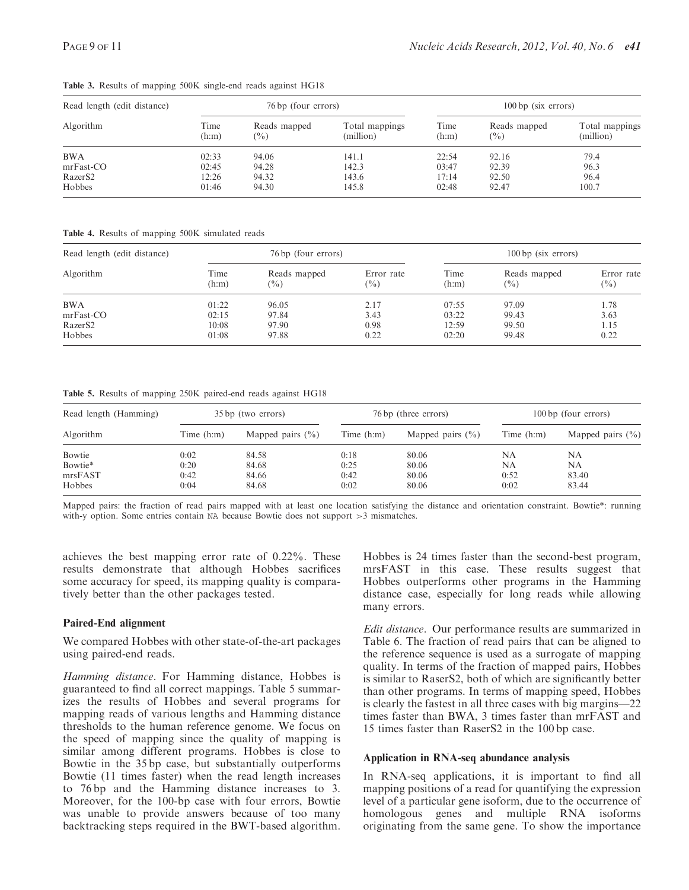**Table 3.** Results of mapping 500K single-end reads against HG18

| Read length (edit distance) | 76 bp (four errors) | | | 100 bp (six errors) | | |
|---|---|---|---|---|---|---|
| Algorithm | Time (h:m) | Reads mapped (%) | Total mappings (million) | Time (h:m) | Reads mapped (%) | Total mappings (million) |
| BWA | 02:33 | 94.06 | 141.1 | 22:54 | 92.16 | 79.4 |
| mrFast-CO | 02:45 | 94.28 | 142.3 | 03:47 | 92.39 | 96.3 |
| RazerS2 | 12:26 | 94.32 | 143.6 | 17:14 | 92.50 | 96.4 |
| Hobbes | 01:46 | 94.30 | 145.8 | 02:48 | 92.47 | 100.7 |

**Table 4.** Results of mapping 500K simulated reads

| Read length (edit distance) | 76 bp (four errors) | | | 100 bp (six errors) | | |
|---|---|---|---|---|---|---|
| Algorithm | Time (h:m) | Reads mapped (%) | Error rate (%) | Time (h:m) | Reads mapped (%) | Error rate (%) |
| BWA | 01:22 | 96.05 | 2.17 | 07:55 | 97.09 | 1.78 |
| mrFast-CO | 02:15 | 97.84 | 3.43 | 03:22 | 99.43 | 3.63 |
| RazerS2 | 10:08 | 97.90 | 0.98 | 12:59 | 99.50 | 1.15 |
| Hobbes | 01:08 | 97.88 | 0.22 | 02:20 | 99.48 | 0.22 |

**Table 5.** Results of mapping 250K paired-end reads against HG18

| Read length (Hamming) | 35 bp (two errors) | | 76 bp (three errors) | | 100 bp (four errors) | |
|---|---|---|---|---|---|---|
| Algorithm | Time (h:m) | Mapped pairs (%) | Time (h:m) | Mapped pairs (%) | Time (h:m) | Mapped pairs (%) |
| Bowtie | 0:02 | 84.58 | 0:18 | 80.06 | NA | NA |
| Bowtie* | 0:20 | 84.68 | 0:25 | 80.06 | NA | NA |
| mrsFAST | 0:42 | 84.66 | 0:42 | 80.06 | 0:52 | 83.40 |
| Hobbes | 0:04 | 84.68 | 0:02 | 80.06 | 0:02 | 83.44 |

Mapped pairs: the fraction of read pairs mapped with at least one location satisfying the distance and orientation constraint. Bowtie*: running with-y option. Some entries contain NA because Bowtie does not support >3 mismatches.

achieves the best mapping error rate of 0.22%. These results demonstrate that although Hobbes sacrifices some accuracy for speed, its mapping quality is comparatively better than the other packages tested.

### Paired-End alignment

We compared Hobbes with other state-of-the-art packages using paired-end reads.

*Hamming distance*. For Hamming distance, Hobbes is guaranteed to find all correct mappings. Table 5 summarizes the results of Hobbes and several programs for mapping reads of various lengths and Hamming distance thresholds to the human reference genome. We focus on the speed of mapping since the quality of mapping is similar among different programs. Hobbes is close to Bowtie in the 35 bp case, but substantially outperforms Bowtie (11 times faster) when the read length increases to 76 bp and the Hamming distance increases to 3. Moreover, for the 100-bp case with four errors, Bowtie was unable to provide answers because of too many backtracking steps required in the BWT-based algorithm. Hobbes is 24 times faster than the second-best program, mrsFAST in this case. These results suggest that Hobbes outperforms other programs in the Hamming distance case, especially for long reads while allowing many errors.

*Edit distance*. Our performance results are summarized in Table 6. The fraction of read pairs that can be aligned to the reference sequence is used as a surrogate of mapping quality. In terms of the fraction of mapped pairs, Hobbes is similar to RaserS2, both of which are significantly better than other programs. In terms of mapping speed, Hobbes is clearly the fastest in all three cases with big margins—22 times faster than BWA, 3 times faster than mrFAST and 15 times faster than RaserS2 in the 100 bp case.

### Application in RNA-seq abundance analysis

In RNA-seq applications, it is important to find all mapping positions of a read for quantifying the expression level of a particular gene isoform, due to the occurrence of homologous genes and multiple RNA isoforms originating from the same gene. To show the importance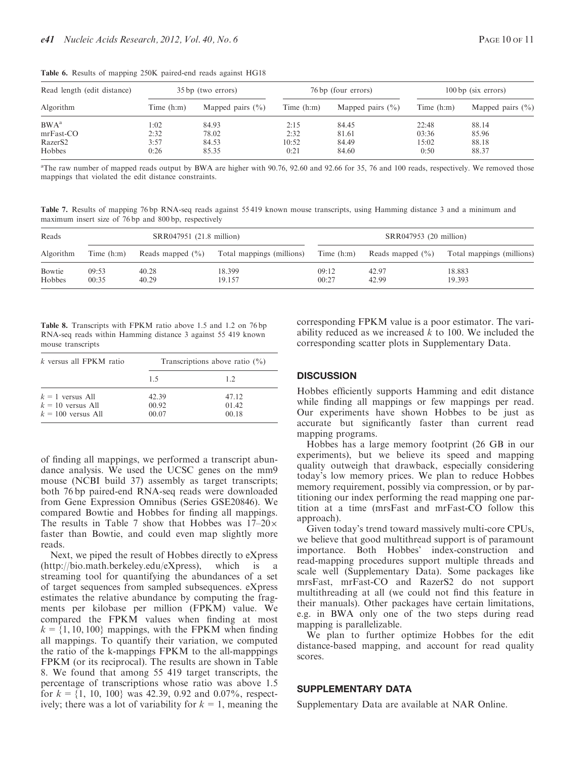**Table 6.** Results of mapping 250K paired-end reads against HG18

| Read length (edit distance) | 35 bp (two errors) | | 76 bp (four errors) | | 100 bp (six errors) | |
|---|---|---|---|---|---|---|
| Algorithm | Time (h:m) | Mapped pairs (%) | Time (h:m) | Mapped pairs (%) | Time (h:m) | Mapped pairs (%) |
| BWA[a] | 1:02 | 84.93 | 2:15 | 84.45 | 22:48 | 88.14 |
| mrFast-CO | 2:32 | 78.02 | 2:32 | 81.61 | 03:36 | 85.96 |
| RazerS2 | 3:57 | 84.53 | 10:52 | 84.49 | 15:02 | 88.18 |
| Hobbes | 0:26 | 85.35 | 0:21 | 84.60 | 0:50 | 88.37 |

[a]The raw number of mapped reads output by BWA are higher with 90.76, 92.60 and 92.66 for 35, 76 and 100 reads, respectively. We removed those mappings that violated the edit distance constraints.

**Table 7.** Results of mapping 76 bp RNA-seq reads against 55 419 known mouse transcripts, using Hamming distance 3 and a minimum and maximum insert size of 76 bp and 800 bp, respectively

| Reads | SRR047951 (21.8 million) | | | SRR047953 (20 million) | | |
|---|---|---|---|---|---|---|
| Algorithm | Time (h:m) | Reads mapped (%) | Total mappings (millions) | Time (h:m) | Reads mapped (%) | Total mappings (millions) |
| Bowtie | 09:53 | 40.28 | 18.399 | 09:12 | 42.97 | 18.883 |
| Hobbes | 00:35 | 40.29 | 19.157 | 00:27 | 42.99 | 19.393 |

**Table 8.** Transcripts with FPKM ratio above 1.5 and 1.2 on 76 bp RNA-seq reads within Hamming distance 3 against 55 419 known mouse transcripts

| $k$ versus all FPKM ratio | Transcriptions above ratio (%) | |
|---|---|---|
| | 1.5 | 1.2 |
| $k = 1$ versus All | 42.39 | 47.12 |
| $k = 10$ versus All | 00.92 | 01.42 |
| $k = 100$ versus All | 00.07 | 00.18 |

of finding all mappings, we performed a transcript abundance analysis. We used the UCSC genes on the mm9 mouse (NCBI build 37) assembly as target transcripts; both 76 bp paired-end RNA-seq reads were downloaded from Gene Expression Omnibus (Series GSE20846). We compared Bowtie and Hobbes for finding all mappings. The results in Table 7 show that Hobbes was 17–20× faster than Bowtie, and could even map slightly more reads.

Next, we piped the result of Hobbes directly to eXpress (http://bio.math.berkeley.edu/eXpress), which is a streaming tool for quantifying the abundances of a set of target sequences from sampled subsequences. eXpress estimates the relative abundance by computing the fragments per kilobase per million (FPKM) value. We compared the FPKM values when finding at most $k = \{1, 10, 100\}$ mappings, with the FPKM when finding all mappings. To quantify their variation, we computed the ratio of the k-mappings FPKM to the all-mapppings FPKM (or its reciprocal). The results are shown in Table 8. We found that among 55 419 target transcripts, the percentage of transcriptions whose ratio was above 1.5 for $k = \{1, 10, 100\}$ was 42.39, 0.92 and 0.07%, respectively; there was a lot of variability for $k = 1$, meaning the corresponding FPKM value is a poor estimator. The variability reduced as we increased $k$ to 100. We included the corresponding scatter plots in Supplementary Data.

## DISCUSSION

Hobbes efficiently supports Hamming and edit distance while finding all mappings or few mappings per read. Our experiments have shown Hobbes to be just as accurate but significantly faster than current read mapping programs.

Hobbes has a large memory footprint (26 GB in our experiments), but we believe its speed and mapping quality outweigh that drawback, especially considering today's low memory prices. We plan to reduce Hobbes memory requirement, possibly via compression, or by partitioning our index performing the read mapping one partition at a time (mrsFast and mrFast-CO follow this approach).

Given today's trend toward massively multi-core CPUs, we believe that good multithread support is of paramount importance. Both Hobbes' index-construction and read-mapping procedures support multiple threads and scale well (Supplementary Data). Some packages like mrsFast, mrFast-CO and RazerS2 do not support multithreading at all (we could not find this feature in their manuals). Other packages have certain limitations, e.g. in BWA only one of the two steps during read mapping is parallelizable.

We plan to further optimize Hobbes for the edit distance-based mapping, and account for read quality scores.

## SUPPLEMENTARY DATA

Supplementary Data are available at NAR Online.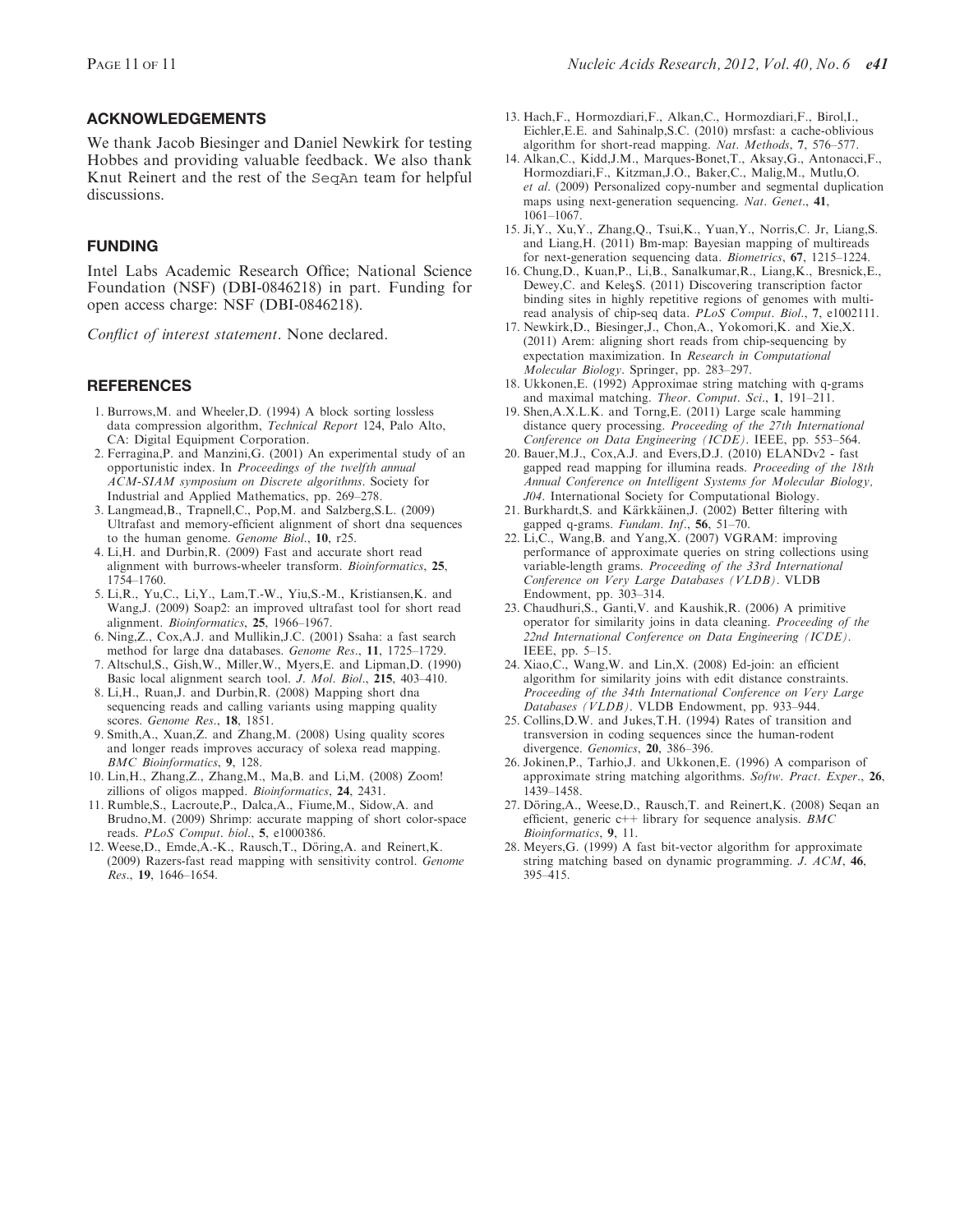## ACKNOWLEDGEMENTS

We thank Jacob Biesinger and Daniel Newkirk for testing Hobbes and providing valuable feedback. We also thank Knut Reinert and the rest of the SeqAn team for helpful discussions.

## FUNDING

Intel Labs Academic Research Office; National Science Foundation (NSF) (DBI-0846218) in part. Funding for open access charge: NSF (DBI-0846218).

*Conflict of interest statement*. None declared.

## REFERENCES

1. Burrows,M. and Wheeler,D. (1994) A block sorting lossless data compression algorithm, *Technical Report* 124, Palo Alto, CA: Digital Equipment Corporation.
2. Ferragina,P. and Manzini,G. (2001) An experimental study of an opportunistic index. In *Proceedings of the twelfth annual ACM-SIAM symposium on Discrete algorithms*. Society for Industrial and Applied Mathematics, pp. 269–278.
3. Langmead,B., Trapnell,C., Pop,M. and Salzberg,S.L. (2009) Ultrafast and memory-efficient alignment of short dna sequences to the human genome. *Genome Biol*., **10**, r25.
4. Li,H. and Durbin,R. (2009) Fast and accurate short read alignment with burrows-wheeler transform. *Bioinformatics*, **25**, 1754–1760.
5. Li,R., Yu,C., Li,Y., Lam,T.-W., Yiu,S.-M., Kristiansen,K. and Wang,J. (2009) Soap2: an improved ultrafast tool for short read alignment. *Bioinformatics*, **25**, 1966–1967.
6. Ning,Z., Cox,A.J. and Mullikin,J.C. (2001) Ssaha: a fast search method for large dna databases. *Genome Res*., **11**, 1725–1729.
7. Altschul,S., Gish,W., Miller,W., Myers,E. and Lipman,D. (1990) Basic local alignment search tool. *J. Mol. Biol*., **215**, 403–410.
8. Li,H., Ruan,J. and Durbin,R. (2008) Mapping short dna sequencing reads and calling variants using mapping quality scores. *Genome Res*., **18**, 1851.
9. Smith,A., Xuan,Z. and Zhang,M. (2008) Using quality scores and longer reads improves accuracy of solexa read mapping. *BMC Bioinformatics*, **9**, 128.
10. Lin,H., Zhang,Z., Zhang,M., Ma,B. and Li,M. (2008) Zoom! zillions of oligos mapped. *Bioinformatics*, **24**, 2431.
11. Rumble,S., Lacroute,P., Dalca,A., Fiume,M., Sidow,A. and Brudno,M. (2009) Shrimp: accurate mapping of short color-space reads. *PLoS Comput. biol*., **5**, e1000386.
12. Weese,D., Emde,A.-K., Rausch,T., Döring,A. and Reinert,K. (2009) Razers-fast read mapping with sensitivity control. *Genome Res*., **19**, 1646–1654.
13. Hach,F., Hormozdiari,F., Alkan,C., Hormozdiari,F., Birol,I., Eichler,E.E. and Sahinalp,S.C. (2010) mrsfast: a cache-oblivious algorithm for short-read mapping. *Nat. Methods*, **7**, 576–577.
14. Alkan,C., Kidd,J.M., Marques-Bonet,T., Aksay,G., Antonacci,F., Hormozdiari,F., Kitzman,J.O., Baker,C., Malig,M., Mutlu,O. *et al*. (2009) Personalized copy-number and segmental duplication maps using next-generation sequencing. *Nat. Genet*., **41**, 1061–1067.
15. Ji,Y., Xu,Y., Zhang,Q., Tsui,K., Yuan,Y., Norris,C. Jr, Liang,S. and Liang,H. (2011) Bm-map: Bayesian mapping of multireads for next-generation sequencing data. *Biometrics*, **67**, 1215–1224.
16. Chung,D., Kuan,P., Li,B., Sanalkumar,R., Liang,K., Bresnick,E., Dewey,C. and Keleş,S. (2011) Discovering transcription factor binding sites in highly repetitive regions of genomes with multi-read analysis of chip-seq data. *PLoS Comput. Biol*., **7**, e1002111.
17. Newkirk,D., Biesinger,J., Chon,A., Yokomori,K. and Xie,X. (2011) Arem: aligning short reads from chip-sequencing by expectation maximization. In *Research in Computational Molecular Biology*. Springer, pp. 283–297.
18. Ukkonen,E. (1992) Approximae string matching with q-grams and maximal matching. *Theor. Comput. Sci*., **1**, 191–211.
19. Shen,A.X.L.K. and Torng,E. (2011) Large scale hamming distance query processing. *Proceeding of the 27th International Conference on Data Engineering (ICDE)*. IEEE, pp. 553–564.
20. Bauer,M.J., Cox,A.J. and Evers,D.J. (2010) ELANDv2 - fast gapped read mapping for illumina reads. *Proceeding of the 18th Annual Conference on Intelligent Systems for Molecular Biology, J04*. International Society for Computational Biology.
21. Burkhardt,S. and Kärkkäinen,J. (2002) Better filtering with gapped q-grams. *Fundam. Inf*., **56**, 51–70.
22. Li,C., Wang,B. and Yang,X. (2007) VGRAM: improving performance of approximate queries on string collections using variable-length grams. *Proceeding of the 33rd International Conference on Very Large Databases (VLDB)*. VLDB Endowment, pp. 303–314.
23. Chaudhuri,S., Ganti,V. and Kaushik,R. (2006) A primitive operator for similarity joins in data cleaning. *Proceeding of the 22nd International Conference on Data Engineering (ICDE)*. IEEE, pp. 5–15.
24. Xiao,C., Wang,W. and Lin,X. (2008) Ed-join: an efficient algorithm for similarity joins with edit distance constraints. *Proceeding of the 34th International Conference on Very Large Databases (VLDB)*. VLDB Endowment, pp. 933–944.
25. Collins,D.W. and Jukes,T.H. (1994) Rates of transition and transversion in coding sequences since the human-rodent divergence. *Genomics*, **20**, 386–396.
26. Jokinen,P., Tarhio,J. and Ukkonen,E. (1996) A comparison of approximate string matching algorithms. *Softw. Pract. Exper*., **26**, 1439–1458.
27. Döring,A., Weese,D., Rausch,T. and Reinert,K. (2008) Seqan an efficient, generic c++ library for sequence analysis. *BMC Bioinformatics*, **9**, 11.
28. Meyers,G. (1999) A fast bit-vector algorithm for approximate string matching based on dynamic programming. *J. ACM*, **46**, 395–415.